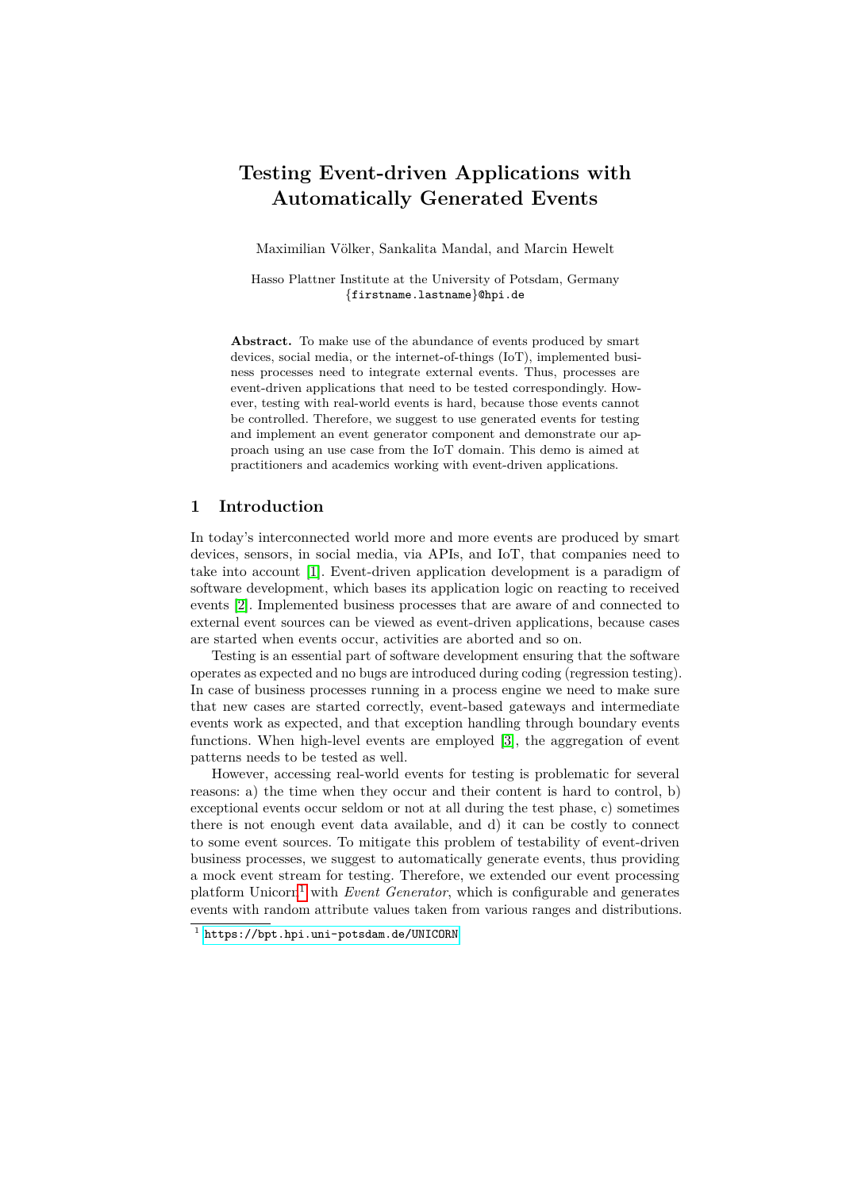# Testing Event-driven Applications with Automatically Generated Events

Maximilian Völker, Sankalita Mandal, and Marcin Hewelt

Hasso Plattner Institute at the University of Potsdam, Germany
{firstname.lastname}@hpi.de

**Abstract.** To make use of the abundance of events produced by smart devices, social media, or the internet-of-things (IoT), implemented business processes need to integrate external events. Thus, processes are event-driven applications that need to be tested correspondingly. However, testing with real-world events is hard, because those events cannot be controlled. Therefore, we suggest to use generated events for testing and implement an event generator component and demonstrate our approach using an use case from the IoT domain. This demo is aimed at practitioners and academics working with event-driven applications.

## 1 Introduction

In today's interconnected world more and more events are produced by smart devices, sensors, in social media, via APIs, and IoT, that companies need to take into account [1]. Event-driven application development is a paradigm of software development, which bases its application logic on reacting to received events [2]. Implemented business processes that are aware of and connected to external event sources can be viewed as event-driven applications, because cases are started when events occur, activities are aborted and so on.

Testing is an essential part of software development ensuring that the software operates as expected and no bugs are introduced during coding (regression testing). In case of business processes running in a process engine we need to make sure that new cases are started correctly, event-based gateways and intermediate events work as expected, and that exception handling through boundary events functions. When high-level events are employed [3], the aggregation of event patterns needs to be tested as well.

However, accessing real-world events for testing is problematic for several reasons: a) the time when they occur and their content is hard to control, b) exceptional events occur seldom or not at all during the test phase, c) sometimes there is not enough event data available, and d) it can be costly to connect to some event sources. To mitigate this problem of testability of event-driven business processes, we suggest to automatically generate events, thus providing a mock event stream for testing. Therefore, we extended our event processing platform Unicorn[1] with *Event Generator*, which is configurable and generates events with random attribute values taken from various ranges and distributions.

[1] https://bpt.hpi.uni-potsdam.de/UNICORN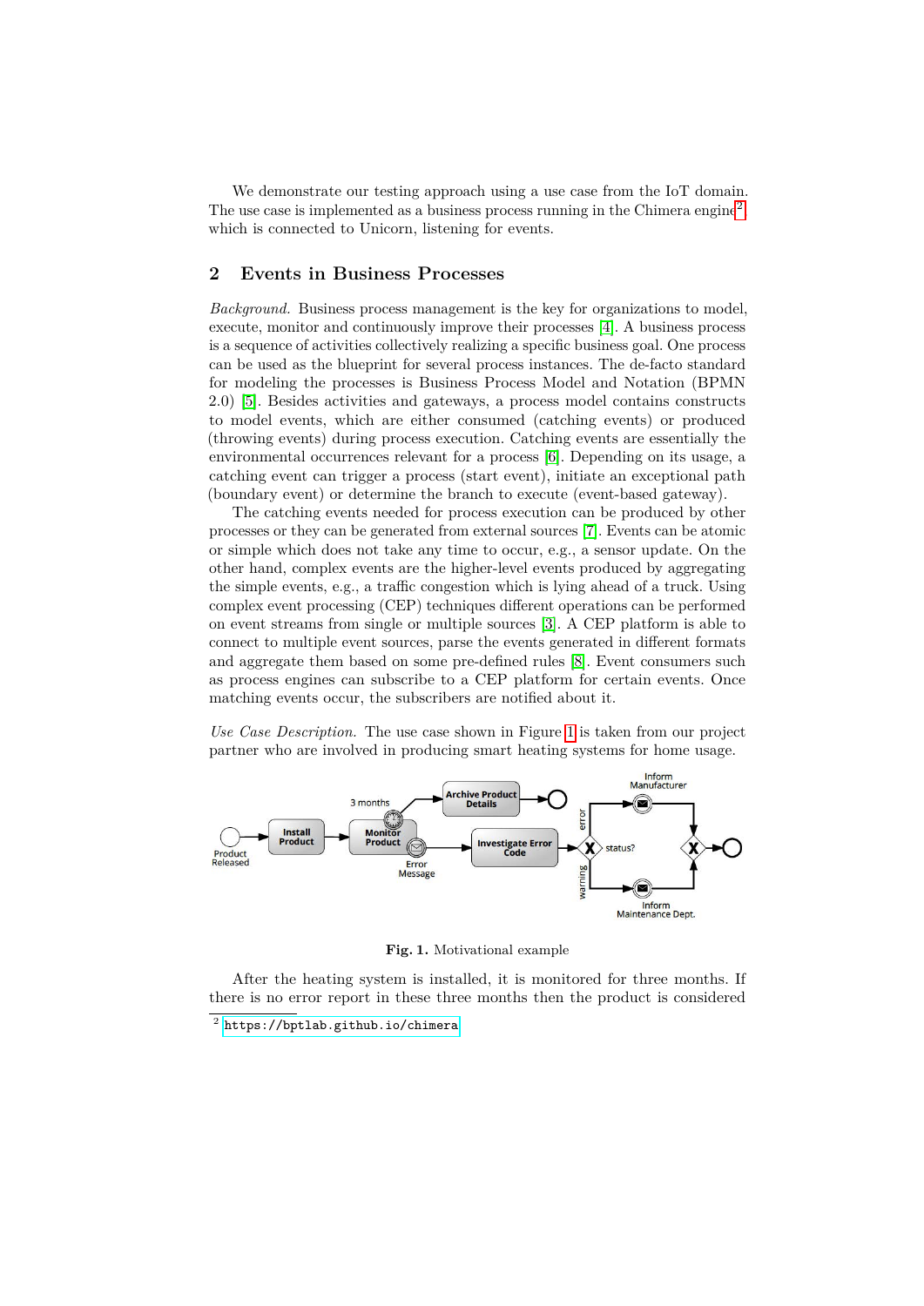We demonstrate our testing approach using a use case from the IoT domain. The use case is implemented as a business process running in the Chimera engine[2], which is connected to Unicorn, listening for events.

## 2 Events in Business Processes

*Background.* Business process management is the key for organizations to model, execute, monitor and continuously improve their processes [4]. A business process is a sequence of activities collectively realizing a specific business goal. One process can be used as the blueprint for several process instances. The de-facto standard for modeling the processes is Business Process Model and Notation (BPMN 2.0) [5]. Besides activities and gateways, a process model contains constructs to model events, which are either consumed (catching events) or produced (throwing events) during process execution. Catching events are essentially the environmental occurrences relevant for a process [6]. Depending on its usage, a catching event can trigger a process (start event), initiate an exceptional path (boundary event) or determine the branch to execute (event-based gateway).

The catching events needed for process execution can be produced by other processes or they can be generated from external sources [7]. Events can be atomic or simple which does not take any time to occur, e.g., a sensor update. On the other hand, complex events are the higher-level events produced by aggregating the simple events, e.g., a traffic congestion which is lying ahead of a truck. Using complex event processing (CEP) techniques different operations can be performed on event streams from single or multiple sources [3]. A CEP platform is able to connect to multiple event sources, parse the events generated in different formats and aggregate them based on some pre-defined rules [8]. Event consumers such as process engines can subscribe to a CEP platform for certain events. Once matching events occur, the subscribers are notified about it.

*Use Case Description.* The use case shown in Figure 1 is taken from our project partner who are involved in producing smart heating systems for home usage.

**Fig. 1.** Motivational example

After the heating system is installed, it is monitored for three months. If there is no error report in these three months then the product is considered

[2] https://bptlab.github.io/chimera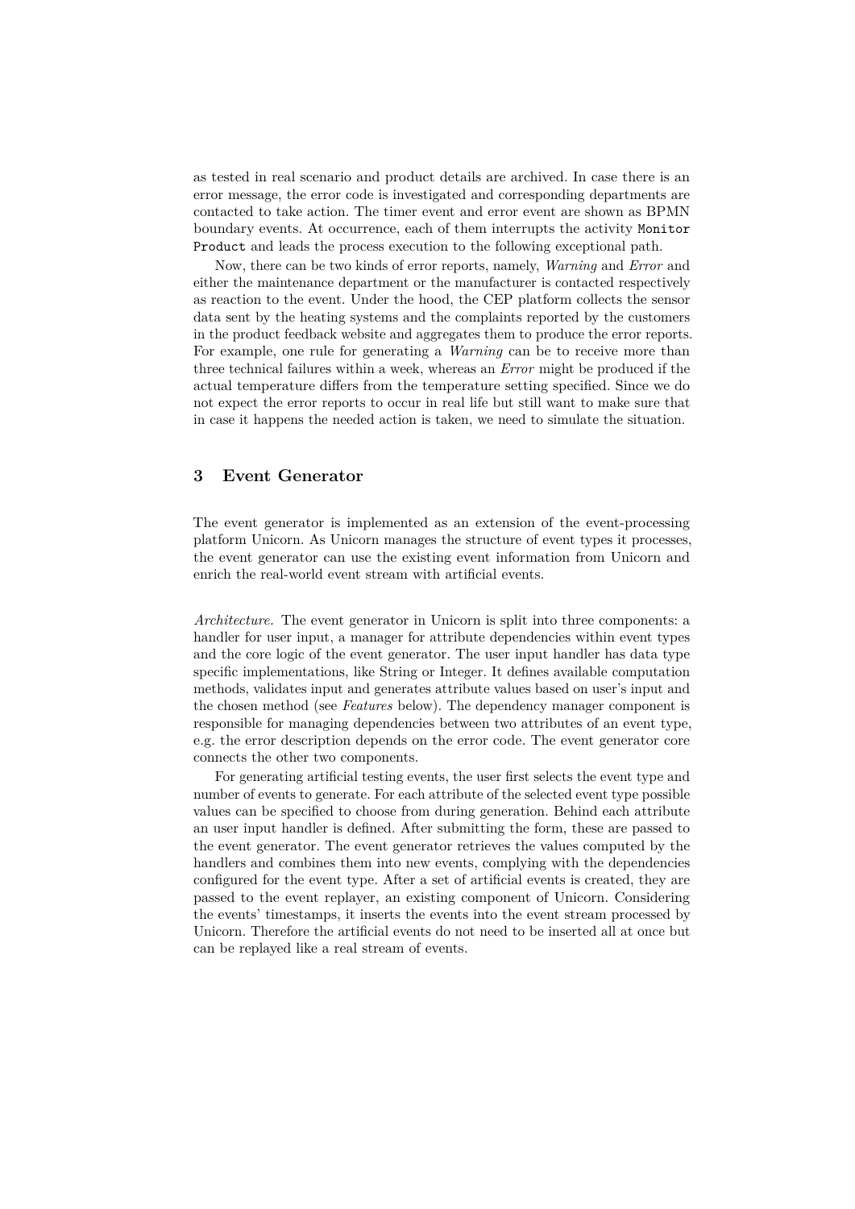as tested in real scenario and product details are archived. In case there is an error message, the error code is investigated and corresponding departments are contacted to take action. The timer event and error event are shown as BPMN boundary events. At occurrence, each of them interrupts the activity `Monitor Product` and leads the process execution to the following exceptional path.

Now, there can be two kinds of error reports, namely, *Warning* and *Error* and either the maintenance department or the manufacturer is contacted respectively as reaction to the event. Under the hood, the CEP platform collects the sensor data sent by the heating systems and the complaints reported by the customers in the product feedback website and aggregates them to produce the error reports. For example, one rule for generating a *Warning* can be to receive more than three technical failures within a week, whereas an *Error* might be produced if the actual temperature differs from the temperature setting specified. Since we do not expect the error reports to occur in real life but still want to make sure that in case it happens the needed action is taken, we need to simulate the situation.

## 3 Event Generator

The event generator is implemented as an extension of the event-processing platform Unicorn. As Unicorn manages the structure of event types it processes, the event generator can use the existing event information from Unicorn and enrich the real-world event stream with artificial events.

*Architecture.* The event generator in Unicorn is split into three components: a handler for user input, a manager for attribute dependencies within event types and the core logic of the event generator. The user input handler has data type specific implementations, like String or Integer. It defines available computation methods, validates input and generates attribute values based on user's input and the chosen method (see *Features* below). The dependency manager component is responsible for managing dependencies between two attributes of an event type, e.g. the error description depends on the error code. The event generator core connects the other two components.

For generating artificial testing events, the user first selects the event type and number of events to generate. For each attribute of the selected event type possible values can be specified to choose from during generation. Behind each attribute an user input handler is defined. After submitting the form, these are passed to the event generator. The event generator retrieves the values computed by the handlers and combines them into new events, complying with the dependencies configured for the event type. After a set of artificial events is created, they are passed to the event replayer, an existing component of Unicorn. Considering the events' timestamps, it inserts the events into the event stream processed by Unicorn. Therefore the artificial events do not need to be inserted all at once but can be replayed like a real stream of events.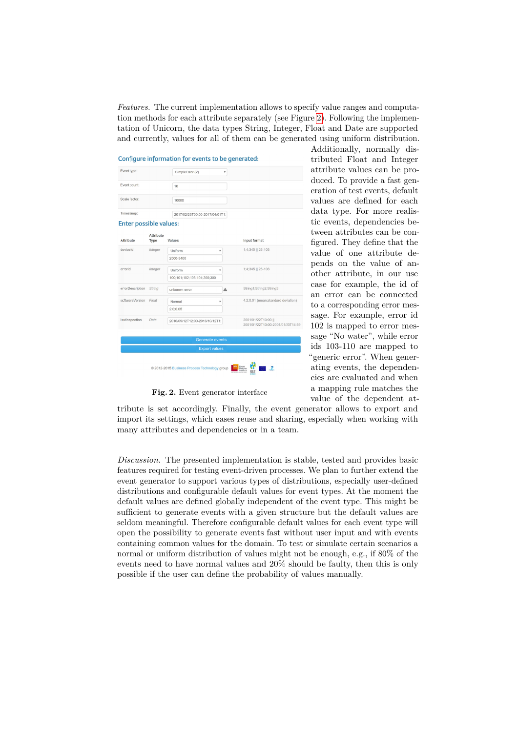*Features.* The current implementation allows to specify value ranges and computation methods for each attribute separately (see Figure 2). Following the implementation of Unicorn, the data types String, Integer, Float and Date are supported and currently, values for all of them can be generated using uniform distribution. Additionally, normally distributed Float and Integer attribute values can be produced. To provide a fast generation of test events, default values are defined for each data type. For more realistic events, dependencies between attributes can be configured. They define that the value of one attribute depends on the value of another attribute, in our use case for example, the id of an error can be connected to a corresponding error message. For example, error id 102 is mapped to error message "No water", while error ids 103-110 are mapped to "generic error". When generating events, the dependencies are evaluated and when a mapping rule matches the value of the dependent attribute is set accordingly. Finally, the event generator allows to export and import its settings, which eases reuse and sharing, especially when working with many attributes and dependencies or in a team.

**Fig. 2.** Event generator interface

*Discussion.* The presented implementation is stable, tested and provides basic features required for testing event-driven processes. We plan to further extend the event generator to support various types of distributions, especially user-defined distributions and configurable default values for event types. At the moment the default values are defined globally independent of the event type. This might be sufficient to generate events with a given structure but the default values are seldom meaningful. Therefore configurable default values for each event type will open the possibility to generate events fast without user input and with events containing common values for the domain. To test or simulate certain scenarios a normal or uniform distribution of values might not be enough, e.g., if 80% of the events need to have normal values and 20% should be faulty, then this is only possible if the user can define the probability of values manually.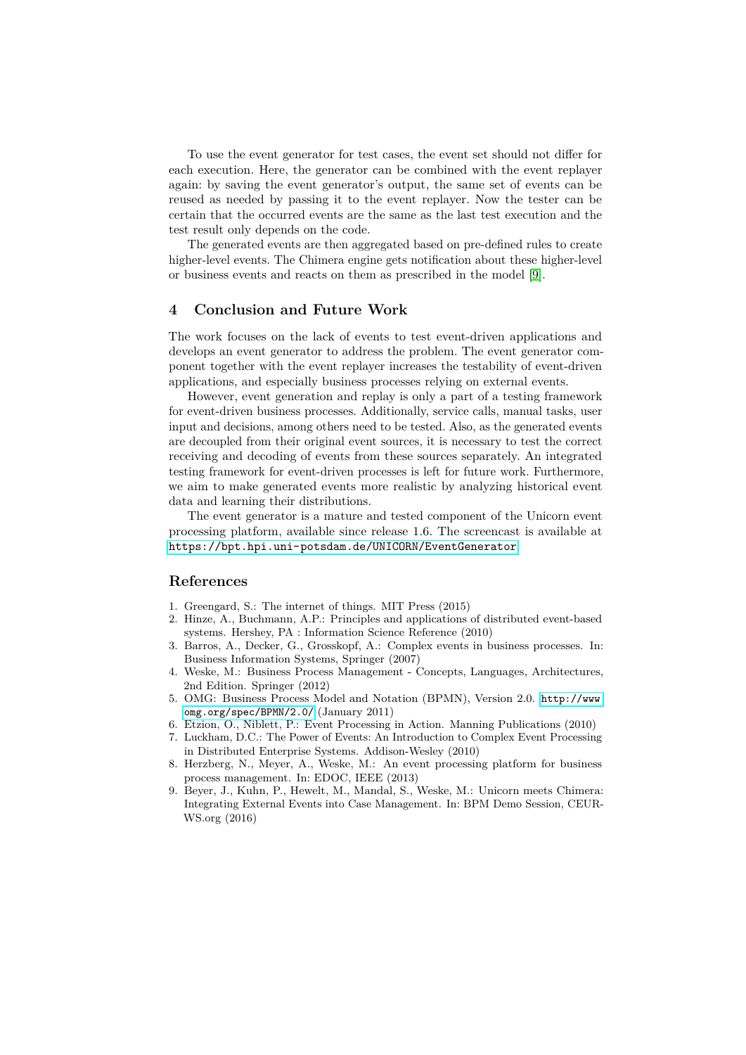To use the event generator for test cases, the event set should not differ for each execution. Here, the generator can be combined with the event replayer again: by saving the event generator's output, the same set of events can be reused as needed by passing it to the event replayer. Now the tester can be certain that the occurred events are the same as the last test execution and the test result only depends on the code.

The generated events are then aggregated based on pre-defined rules to create higher-level events. The Chimera engine gets notification about these higher-level or business events and reacts on them as prescribed in the model [9].

## 4 Conclusion and Future Work

The work focuses on the lack of events to test event-driven applications and develops an event generator to address the problem. The event generator component together with the event replayer increases the testability of event-driven applications, and especially business processes relying on external events.

However, event generation and replay is only a part of a testing framework for event-driven business processes. Additionally, service calls, manual tasks, user input and decisions, among others need to be tested. Also, as the generated events are decoupled from their original event sources, it is necessary to test the correct receiving and decoding of events from these sources separately. An integrated testing framework for event-driven processes is left for future work. Furthermore, we aim to make generated events more realistic by analyzing historical event data and learning their distributions.

The event generator is a mature and tested component of the Unicorn event processing platform, available since release 1.6. The screencast is available at `https://bpt.hpi.uni-potsdam.de/UNICORN/EventGenerator`

## References

1. Greengard, S.: The internet of things. MIT Press (2015)
2. Hinze, A., Buchmann, A.P.: Principles and applications of distributed event-based systems. Hershey, PA : Information Science Reference (2010)
3. Barros, A., Decker, G., Grosskopf, A.: Complex events in business processes. In: Business Information Systems, Springer (2007)
4. Weske, M.: Business Process Management - Concepts, Languages, Architectures, 2nd Edition. Springer (2012)
5. OMG: Business Process Model and Notation (BPMN), Version 2.0. `http://www.omg.org/spec/BPMN/2.0/` (January 2011)
6. Etzion, O., Niblett, P.: Event Processing in Action. Manning Publications (2010)
7. Luckham, D.C.: The Power of Events: An Introduction to Complex Event Processing in Distributed Enterprise Systems. Addison-Wesley (2010)
8. Herzberg, N., Meyer, A., Weske, M.: An event processing platform for business process management. In: EDOC, IEEE (2013)
9. Beyer, J., Kuhn, P., Hewelt, M., Mandal, S., Weske, M.: Unicorn meets Chimera: Integrating External Events into Case Management. In: BPM Demo Session, CEUR-WS.org (2016)